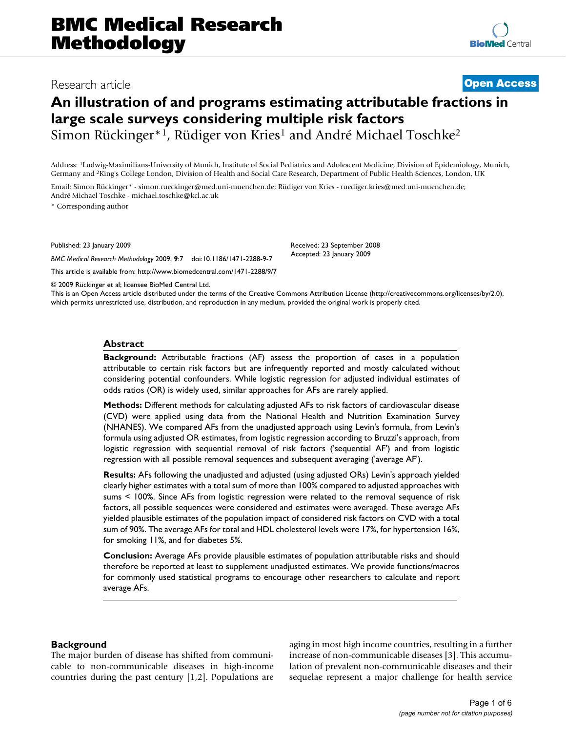Research article

**Open Access**

# An illustration of and programs estimating attributable fractions in large scale surveys considering multiple risk factors

Simon Rückinger*[1], Rüdiger von Kries[1] and André Michael Toschke[2]

Address: [1]Ludwig-Maximilians-University of Munich, Institute of Social Pediatrics and Adolescent Medicine, Division of Epidemiology, Munich, Germany and [2]King's College London, Division of Health and Social Care Research, Department of Public Health Sciences, London, UK

Email: Simon Rückinger* - simon.rueckinger@med.uni-muenchen.de; Rüdiger von Kries - ruediger.kries@med.uni-muenchen.de; André Michael Toschke - michael.toschke@kcl.ac.uk

\* Corresponding author

Published: 23 January 2009

*BMC Medical Research Methodology* 2009, **9**:7 doi:10.1186/1471-2288-9-7

This article is available from: http://www.biomedcentral.com/1471-2288/9/7

Received: 23 September 2008
Accepted: 23 January 2009

© 2009 Rückinger et al; licensee BioMed Central Ltd.

This is an Open Access article distributed under the terms of the Creative Commons Attribution License (http://creativecommons.org/licenses/by/2.0), which permits unrestricted use, distribution, and reproduction in any medium, provided the original work is properly cited.

## Abstract

**Background:** Attributable fractions (AF) assess the proportion of cases in a population attributable to certain risk factors but are infrequently reported and mostly calculated without considering potential confounders. While logistic regression for adjusted individual estimates of odds ratios (OR) is widely used, similar approaches for AFs are rarely applied.

**Methods:** Different methods for calculating adjusted AFs to risk factors of cardiovascular disease (CVD) were applied using data from the National Health and Nutrition Examination Survey (NHANES). We compared AFs from the unadjusted approach using Levin's formula, from Levin's formula using adjusted OR estimates, from logistic regression according to Bruzzi's approach, from logistic regression with sequential removal of risk factors ('sequential AF') and from logistic regression with all possible removal sequences and subsequent averaging ('average AF').

**Results:** AFs following the unadjusted and adjusted (using adjusted ORs) Levin's approach yielded clearly higher estimates with a total sum of more than 100% compared to adjusted approaches with sums < 100%. Since AFs from logistic regression were related to the removal sequence of risk factors, all possible sequences were considered and estimates were averaged. These average AFs yielded plausible estimates of the population impact of considered risk factors on CVD with a total sum of 90%. The average AFs for total and HDL cholesterol levels were 17%, for hypertension 16%, for smoking 11%, and for diabetes 5%.

**Conclusion:** Average AFs provide plausible estimates of population attributable risks and should therefore be reported at least to supplement unadjusted estimates. We provide functions/macros for commonly used statistical programs to encourage other researchers to calculate and report average AFs.

## Background

The major burden of disease has shifted from communicable to non-communicable diseases in high-income countries during the past century [1,2]. Populations are aging in most high income countries, resulting in a further increase of non-communicable diseases [3]. This accumulation of prevalent non-communicable diseases and their sequelae represent a major challenge for health service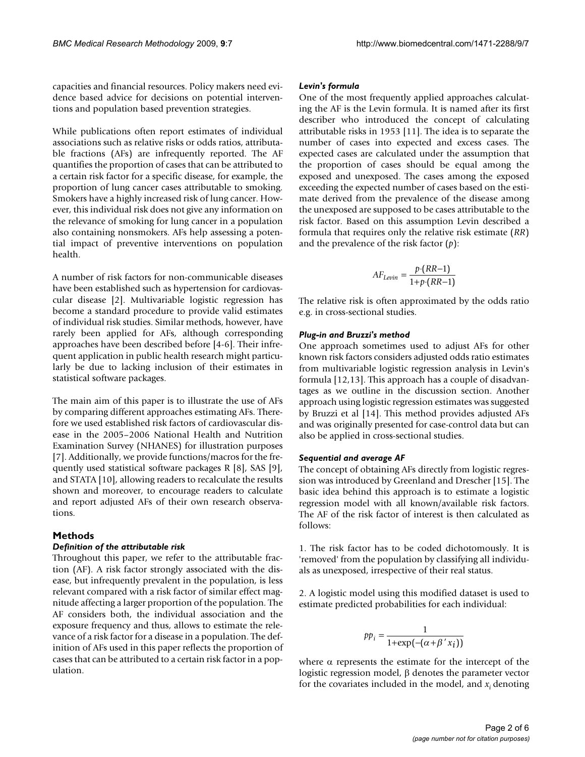capacities and financial resources. Policy makers need evidence based advice for decisions on potential interventions and population based prevention strategies.

While publications often report estimates of individual associations such as relative risks or odds ratios, attributable fractions (AFs) are infrequently reported. The AF quantifies the proportion of cases that can be attributed to a certain risk factor for a specific disease, for example, the proportion of lung cancer cases attributable to smoking. Smokers have a highly increased risk of lung cancer. However, this individual risk does not give any information on the relevance of smoking for lung cancer in a population also containing nonsmokers. AFs help assessing a potential impact of preventive interventions on population health.

A number of risk factors for non-communicable diseases have been established such as hypertension for cardiovascular disease [2]. Multivariable logistic regression has become a standard procedure to provide valid estimates of individual risk studies. Similar methods, however, have rarely been applied for AFs, although corresponding approaches have been described before [4-6]. Their infrequent application in public health research might particularly be due to lacking inclusion of their estimates in statistical software packages.

The main aim of this paper is to illustrate the use of AFs by comparing different approaches estimating AFs. Therefore we used established risk factors of cardiovascular disease in the 2005–2006 National Health and Nutrition Examination Survey (NHANES) for illustration purposes [7]. Additionally, we provide functions/macros for the frequently used statistical software packages R [8], SAS [9], and STATA [10], allowing readers to recalculate the results shown and moreover, to encourage readers to calculate and report adjusted AFs of their own research observations.

## Methods

### *Definition of the attributable risk*

Throughout this paper, we refer to the attributable fraction (AF). A risk factor strongly associated with the disease, but infrequently prevalent in the population, is less relevant compared with a risk factor of similar effect magnitude affecting a larger proportion of the population. The AF considers both, the individual association and the exposure frequency and thus, allows to estimate the relevance of a risk factor for a disease in a population. The definition of AFs used in this paper reflects the proportion of cases that can be attributed to a certain risk factor in a population.

### *Levin's formula*

One of the most frequently applied approaches calculating the AF is the Levin formula. It is named after its first describer who introduced the concept of calculating attributable risks in 1953 [11]. The idea is to separate the number of cases into expected and excess cases. The expected cases are calculated under the assumption that the proportion of cases should be equal among the exposed and unexposed. The cases among the exposed exceeding the expected number of cases based on the estimate derived from the prevalence of the disease among the unexposed are supposed to be cases attributable to the risk factor. Based on this assumption Levin described a formula that requires only the relative risk estimate ($RR$) and the prevalence of the risk factor ($p$):

$$AF_{Levin} = \frac{p \cdot (RR-1)}{1+p \cdot (RR-1)}$$

The relative risk is often approximated by the odds ratio e.g. in cross-sectional studies.

### *Plug-in and Bruzzi's method*

One approach sometimes used to adjust AFs for other known risk factors considers adjusted odds ratio estimates from multivariable logistic regression analysis in Levin's formula [12,13]. This approach has a couple of disadvantages as we outline in the discussion section. Another approach using logistic regression estimates was suggested by Bruzzi et al [14]. This method provides adjusted AFs and was originally presented for case-control data but can also be applied in cross-sectional studies.

### *Sequential and average AF*

The concept of obtaining AFs directly from logistic regression was introduced by Greenland and Drescher [15]. The basic idea behind this approach is to estimate a logistic regression model with all known/available risk factors. The AF of the risk factor of interest is then calculated as follows:

1. The risk factor has to be coded dichotomously. It is 'removed' from the population by classifying all individuals as unexposed, irrespective of their real status.

2. A logistic model using this modified dataset is used to estimate predicted probabilities for each individual:

$$pp_i = \frac{1}{1+\exp(-(\alpha + \beta' x_i))}$$

where $\alpha$ represents the estimate for the intercept of the logistic regression model, $\beta$ denotes the parameter vector for the covariates included in the model, and $x_i$ denoting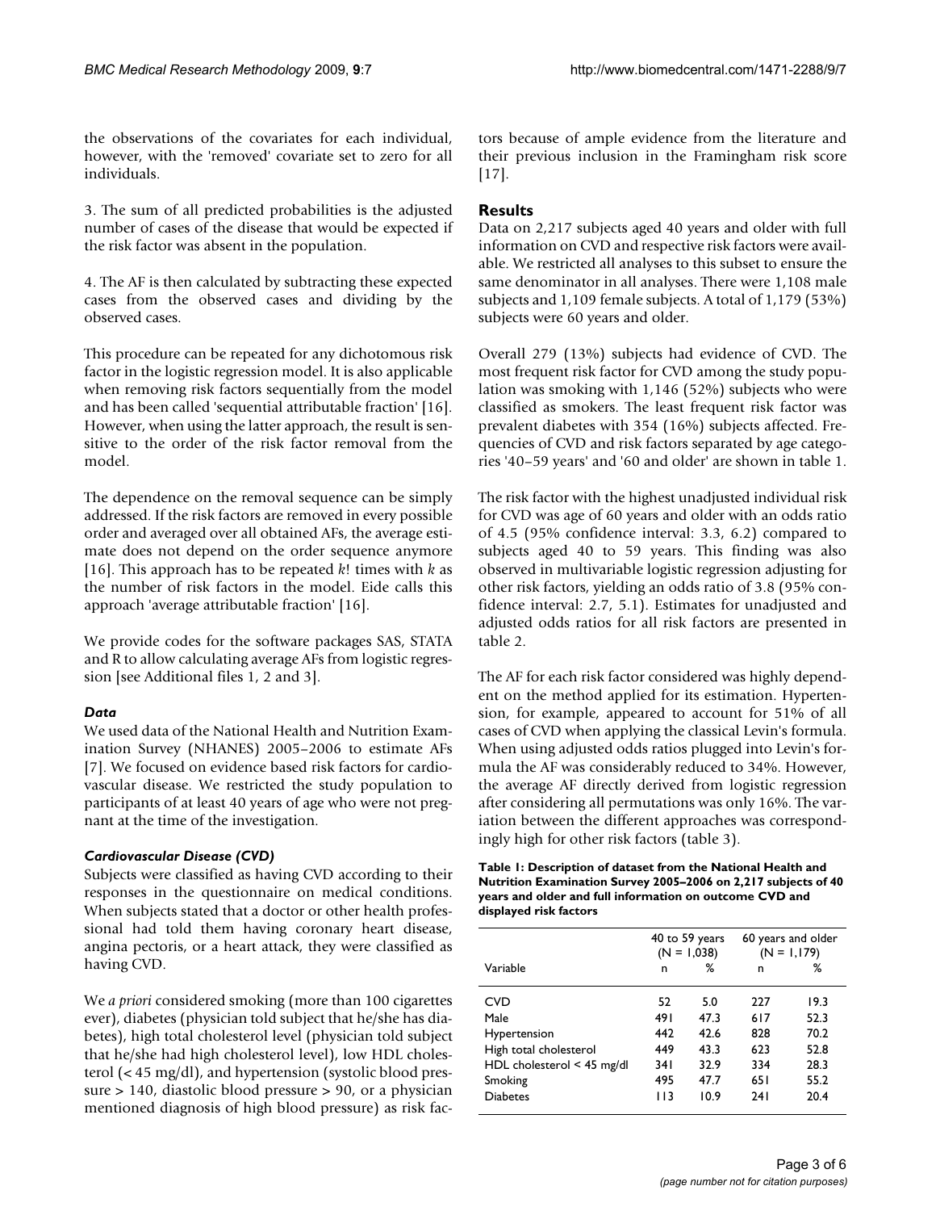the observations of the covariates for each individual, however, with the 'removed' covariate set to zero for all individuals.

3. The sum of all predicted probabilities is the adjusted number of cases of the disease that would be expected if the risk factor was absent in the population.

4. The AF is then calculated by subtracting these expected cases from the observed cases and dividing by the observed cases.

This procedure can be repeated for any dichotomous risk factor in the logistic regression model. It is also applicable when removing risk factors sequentially from the model and has been called 'sequential attributable fraction' [16]. However, when using the latter approach, the result is sensitive to the order of the risk factor removal from the model.

The dependence on the removal sequence can be simply addressed. If the risk factors are removed in every possible order and averaged over all obtained AFs, the average estimate does not depend on the order sequence anymore [16]. This approach has to be repeated $k!$ times with $k$ as the number of risk factors in the model. Eide calls this approach 'average attributable fraction' [16].

We provide codes for the software packages SAS, STATA and R to allow calculating average AFs from logistic regression [see Additional files 1, 2 and 3].

### *Data*

We used data of the National Health and Nutrition Examination Survey (NHANES) 2005–2006 to estimate AFs [7]. We focused on evidence based risk factors for cardiovascular disease. We restricted the study population to participants of at least 40 years of age who were not pregnant at the time of the investigation.

### *Cardiovascular Disease (CVD)*

Subjects were classified as having CVD according to their responses in the questionnaire on medical conditions. When subjects stated that a doctor or other health professional had told them having coronary heart disease, angina pectoris, or a heart attack, they were classified as having CVD.

We *a priori* considered smoking (more than 100 cigarettes ever), diabetes (physician told subject that he/she has diabetes), high total cholesterol level (physician told subject that he/she had high cholesterol level), low HDL cholesterol (< 45 mg/dl), and hypertension (systolic blood pressure > 140, diastolic blood pressure > 90, or a physician mentioned diagnosis of high blood pressure) as risk factors because of ample evidence from the literature and their previous inclusion in the Framingham risk score [17].

## Results

Data on 2,217 subjects aged 40 years and older with full information on CVD and respective risk factors were available. We restricted all analyses to this subset to ensure the same denominator in all analyses. There were 1,108 male subjects and 1,109 female subjects. A total of 1,179 (53%) subjects were 60 years and older.

Overall 279 (13%) subjects had evidence of CVD. The most frequent risk factor for CVD among the study population was smoking with 1,146 (52%) subjects who were classified as smokers. The least frequent risk factor was prevalent diabetes with 354 (16%) subjects affected. Frequencies of CVD and risk factors separated by age categories '40–59 years' and '60 and older' are shown in table 1.

The risk factor with the highest unadjusted individual risk for CVD was age of 60 years and older with an odds ratio of 4.5 (95% confidence interval: 3.3, 6.2) compared to subjects aged 40 to 59 years. This finding was also observed in multivariable logistic regression adjusting for other risk factors, yielding an odds ratio of 3.8 (95% confidence interval: 2.7, 5.1). Estimates for unadjusted and adjusted odds ratios for all risk factors are presented in table 2.

The AF for each risk factor considered was highly dependent on the method applied for its estimation. Hypertension, for example, appeared to account for 51% of all cases of CVD when applying the classical Levin's formula. When using adjusted odds ratios plugged into Levin's formula the AF was considerably reduced to 34%. However, the average AF directly derived from logistic regression after considering all permutations was only 16%. The variation between the different approaches was correspondingly high for other risk factors (table 3).

**Table 1: Description of dataset from the National Health and Nutrition Examination Survey 2005–2006 on 2,217 subjects of 40 years and older and full information on outcome CVD and displayed risk factors**

| | 40 to 59 years (N = 1,038) | | 60 years and older (N = 1,179) | |
|---|---|---|---|---|
| Variable | n | % | n | % |
| CVD | 52 | 5.0 | 227 | 19.3 |
| Male | 491 | 47.3 | 617 | 52.3 |
| Hypertension | 442 | 42.6 | 828 | 70.2 |
| High total cholesterol | 449 | 43.3 | 623 | 52.8 |
| HDL cholesterol < 45 mg/dl | 341 | 32.9 | 334 | 28.3 |
| Smoking | 495 | 47.7 | 651 | 55.2 |
| Diabetes | 113 | 10.9 | 241 | 20.4 |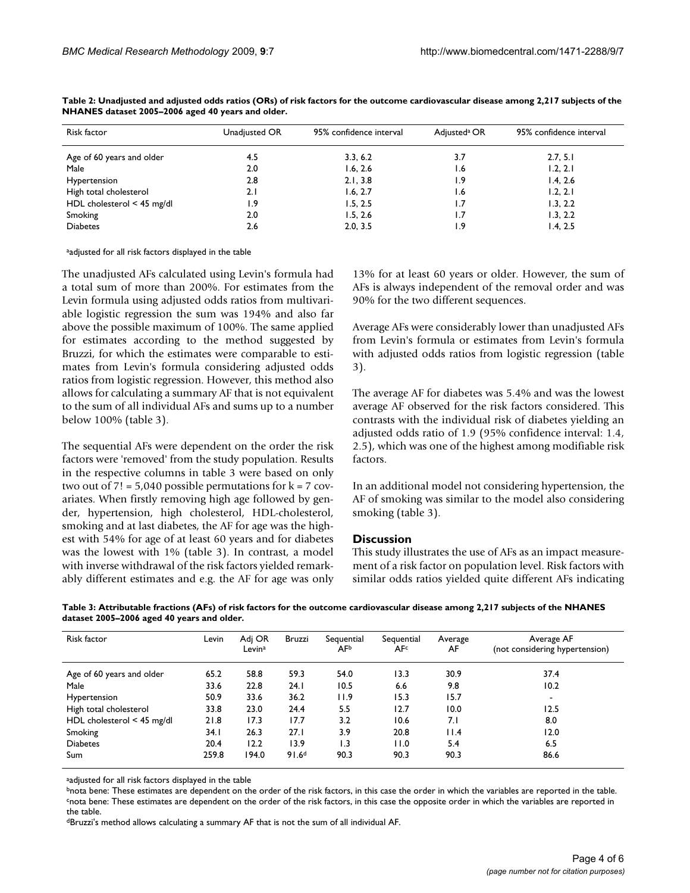**Table 2: Unadjusted and adjusted odds ratios (ORs) of risk factors for the outcome cardiovascular disease among 2,217 subjects of the NHANES dataset 2005–2006 aged 40 years and older.**

| Risk factor | Unadjusted OR | 95% confidence interval | Adjusted[a] OR | 95% confidence interval |
|---|---|---|---|---|
| Age of 60 years and older | 4.5 | 3.3, 6.2 | 3.7 | 2.7, 5.1 |
| Male | 2.0 | 1.6, 2.6 | 1.6 | 1.2, 2.1 |
| Hypertension | 2.8 | 2.1, 3.8 | 1.9 | 1.4, 2.6 |
| High total cholesterol | 2.1 | 1.6, 2.7 | 1.6 | 1.2, 2.1 |
| HDL cholesterol < 45 mg/dl | 1.9 | 1.5, 2.5 | 1.7 | 1.3, 2.2 |
| Smoking | 2.0 | 1.5, 2.6 | 1.7 | 1.3, 2.2 |
| Diabetes | 2.6 | 2.0, 3.5 | 1.9 | 1.4, 2.5 |

[a]adjusted for all risk factors displayed in the table

The unadjusted AFs calculated using Levin's formula had a total sum of more than 200%. For estimates from the Levin formula using adjusted odds ratios from multivariable logistic regression the sum was 194% and also far above the possible maximum of 100%. The same applied for estimates according to the method suggested by Bruzzi, for which the estimates were comparable to estimates from Levin's formula considering adjusted odds ratios from logistic regression. However, this method also allows for calculating a summary AF that is not equivalent to the sum of all individual AFs and sums up to a number below 100% (table 3).

The sequential AFs were dependent on the order the risk factors were 'removed' from the study population. Results in the respective columns in table 3 were based on only two out of 7! = 5,040 possible permutations for k = 7 covariates. When firstly removing high age followed by gender, hypertension, high cholesterol, HDL-cholesterol, smoking and at last diabetes, the AF for age was the highest with 54% for age of at least 60 years and for diabetes was the lowest with 1% (table 3). In contrast, a model with inverse withdrawal of the risk factors yielded remarkably different estimates and e.g. the AF for age was only 13% for at least 60 years or older. However, the sum of AFs is always independent of the removal order and was 90% for the two different sequences.

Average AFs were considerably lower than unadjusted AFs from Levin's formula or estimates from Levin's formula with adjusted odds ratios from logistic regression (table 3).

The average AF for diabetes was 5.4% and was the lowest average AF observed for the risk factors considered. This contrasts with the individual risk of diabetes yielding an adjusted odds ratio of 1.9 (95% confidence interval: 1.4, 2.5), which was one of the highest among modifiable risk factors.

In an additional model not considering hypertension, the AF of smoking was similar to the model also considering smoking (table 3).

## Discussion

This study illustrates the use of AFs as an impact measurement of a risk factor on population level. Risk factors with similar odds ratios yielded quite different AFs indicating

**Table 3: Attributable fractions (AFs) of risk factors for the outcome cardiovascular disease among 2,217 subjects of the NHANES dataset 2005–2006 aged 40 years and older.**

| Risk factor | Levin | Adj OR Levin[a] | Bruzzi | Sequential AF[b] | Sequential AF[c] | Average AF | Average AF (not considering hypertension) |
|---|---|---|---|---|---|---|---|
| Age of 60 years and older | 65.2 | 58.8 | 59.3 | 54.0 | 13.3 | 30.9 | 37.4 |
| Male | 33.6 | 22.8 | 24.1 | 10.5 | 6.6 | 9.8 | 10.2 |
| Hypertension | 50.9 | 33.6 | 36.2 | 11.9 | 15.3 | 15.7 | - |
| High total cholesterol | 33.8 | 23.0 | 24.4 | 5.5 | 12.7 | 10.0 | 12.5 |
| HDL cholesterol < 45 mg/dl | 21.8 | 17.3 | 17.7 | 3.2 | 10.6 | 7.1 | 8.0 |
| Smoking | 34.1 | 26.3 | 27.1 | 3.9 | 20.8 | 11.4 | 12.0 |
| Diabetes | 20.4 | 12.2 | 13.9 | 1.3 | 11.0 | 5.4 | 6.5 |
| Sum | 259.8 | 194.0 | 91.6[d] | 90.3 | 90.3 | 90.3 | 86.6 |

[a]adjusted for all risk factors displayed in the table
[b]nota bene: These estimates are dependent on the order of the risk factors, in this case the order in which the variables are reported in the table.
[c]nota bene: These estimates are dependent on the order of the risk factors, in this case the opposite order in which the variables are reported in the table.
[d]Bruzzi's method allows calculating a summary AF that is not the sum of all individual AF.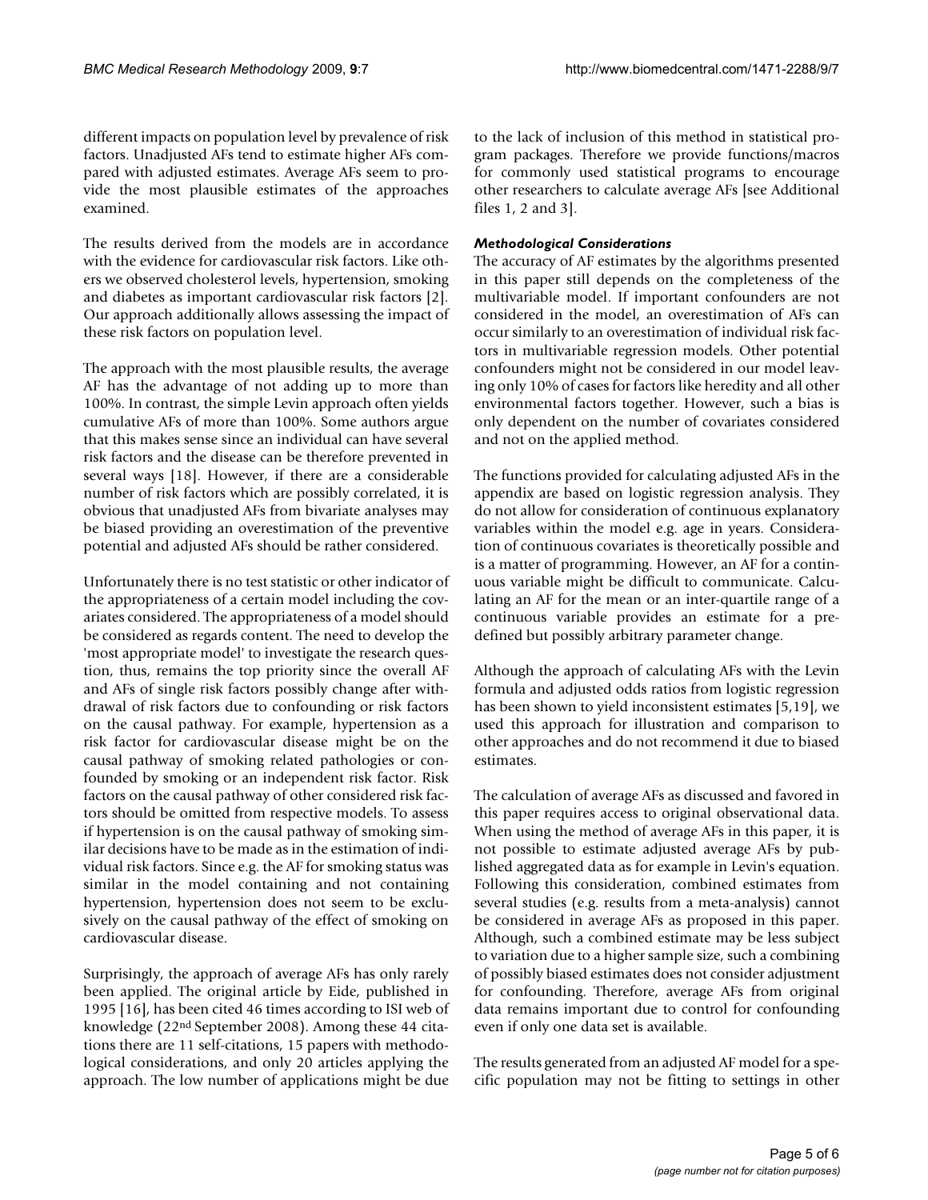different impacts on population level by prevalence of risk factors. Unadjusted AFs tend to estimate higher AFs compared with adjusted estimates. Average AFs seem to provide the most plausible estimates of the approaches examined.

The results derived from the models are in accordance with the evidence for cardiovascular risk factors. Like others we observed cholesterol levels, hypertension, smoking and diabetes as important cardiovascular risk factors [2]. Our approach additionally allows assessing the impact of these risk factors on population level.

The approach with the most plausible results, the average AF has the advantage of not adding up to more than 100%. In contrast, the simple Levin approach often yields cumulative AFs of more than 100%. Some authors argue that this makes sense since an individual can have several risk factors and the disease can be therefore prevented in several ways [18]. However, if there are a considerable number of risk factors which are possibly correlated, it is obvious that unadjusted AFs from bivariate analyses may be biased providing an overestimation of the preventive potential and adjusted AFs should be rather considered.

Unfortunately there is no test statistic or other indicator of the appropriateness of a certain model including the covariates considered. The appropriateness of a model should be considered as regards content. The need to develop the 'most appropriate model' to investigate the research question, thus, remains the top priority since the overall AF and AFs of single risk factors possibly change after withdrawal of risk factors due to confounding or risk factors on the causal pathway. For example, hypertension as a risk factor for cardiovascular disease might be on the causal pathway of smoking related pathologies or confounded by smoking or an independent risk factor. Risk factors on the causal pathway of other considered risk factors should be omitted from respective models. To assess if hypertension is on the causal pathway of smoking similar decisions have to be made as in the estimation of individual risk factors. Since e.g. the AF for smoking status was similar in the model containing and not containing hypertension, hypertension does not seem to be exclusively on the causal pathway of the effect of smoking on cardiovascular disease.

Surprisingly, the approach of average AFs has only rarely been applied. The original article by Eide, published in 1995 [16], has been cited 46 times according to ISI web of knowledge (22nd September 2008). Among these 44 citations there are 11 self-citations, 15 papers with methodological considerations, and only 20 articles applying the approach. The low number of applications might be due to the lack of inclusion of this method in statistical program packages. Therefore we provide functions/macros for commonly used statistical programs to encourage other researchers to calculate average AFs [see Additional files 1, 2 and 3].

### *Methodological Considerations*

The accuracy of AF estimates by the algorithms presented in this paper still depends on the completeness of the multivariable model. If important confounders are not considered in the model, an overestimation of AFs can occur similarly to an overestimation of individual risk factors in multivariable regression models. Other potential confounders might not be considered in our model leaving only 10% of cases for factors like heredity and all other environmental factors together. However, such a bias is only dependent on the number of covariates considered and not on the applied method.

The functions provided for calculating adjusted AFs in the appendix are based on logistic regression analysis. They do not allow for consideration of continuous explanatory variables within the model e.g. age in years. Consideration of continuous covariates is theoretically possible and is a matter of programming. However, an AF for a continuous variable might be difficult to communicate. Calculating an AF for the mean or an inter-quartile range of a continuous variable provides an estimate for a predefined but possibly arbitrary parameter change.

Although the approach of calculating AFs with the Levin formula and adjusted odds ratios from logistic regression has been shown to yield inconsistent estimates [5,19], we used this approach for illustration and comparison to other approaches and do not recommend it due to biased estimates.

The calculation of average AFs as discussed and favored in this paper requires access to original observational data. When using the method of average AFs in this paper, it is not possible to estimate adjusted average AFs by published aggregated data as for example in Levin's equation. Following this consideration, combined estimates from several studies (e.g. results from a meta-analysis) cannot be considered in average AFs as proposed in this paper. Although, such a combined estimate may be less subject to variation due to a higher sample size, such a combining of possibly biased estimates does not consider adjustment for confounding. Therefore, average AFs from original data remains important due to control for confounding even if only one data set is available.

The results generated from an adjusted AF model for a specific population may not be fitting to settings in other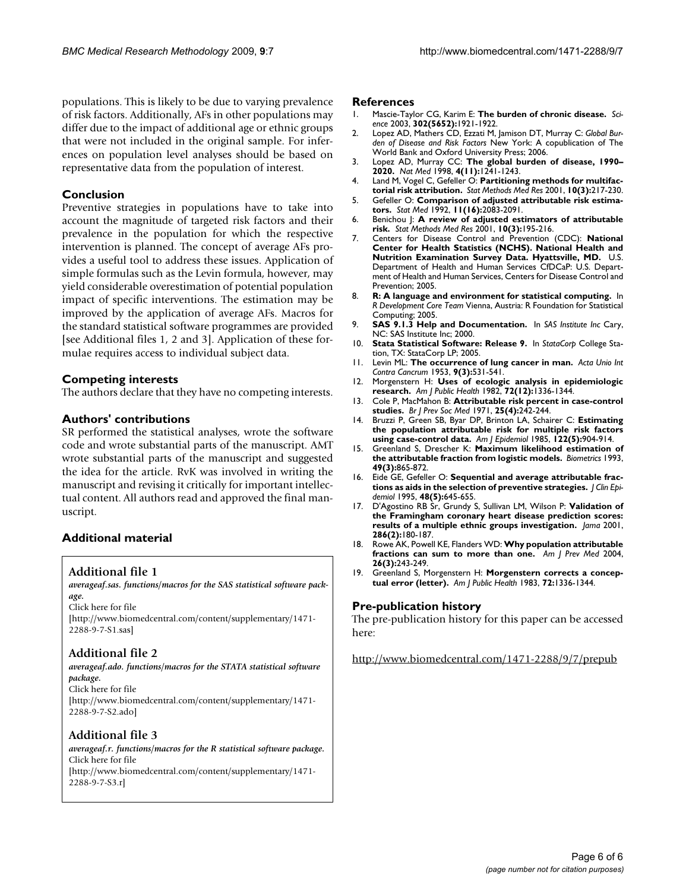populations. This is likely to be due to varying prevalence of risk factors. Additionally, AFs in other populations may differ due to the impact of additional age or ethnic groups that were not included in the original sample. For inferences on population level analyses should be based on representative data from the population of interest.

## Conclusion

Preventive strategies in populations have to take into account the magnitude of targeted risk factors and their prevalence in the population for which the respective intervention is planned. The concept of average AFs provides a useful tool to address these issues. Application of simple formulas such as the Levin formula, however, may yield considerable overestimation of potential population impact of specific interventions. The estimation may be improved by the application of average AFs. Macros for the standard statistical software programmes are provided [see Additional files 1, 2 and 3]. Application of these formulae requires access to individual subject data.

## Competing interests

The authors declare that they have no competing interests.

## Authors' contributions

SR performed the statistical analyses, wrote the software code and wrote substantial parts of the manuscript. AMT wrote substantial parts of the manuscript and suggested the idea for the article. RvK was involved in writing the manuscript and revising it critically for important intellectual content. All authors read and approved the final manuscript.

## Additional material

### Additional file 1

*averageaf.sas. functions/macros for the SAS statistical software package.*

Click here for file

[http://www.biomedcentral.com/content/supplementary/1471-2288-9-7-S1.sas]

### Additional file 2

*averageaf.ado. functions/macros for the STATA statistical software package.*

Click here for file

[http://www.biomedcentral.com/content/supplementary/1471-2288-9-7-S2.ado]

### Additional file 3

*averageaf.r. functions/macros for the R statistical software package.*

Click here for file

[http://www.biomedcentral.com/content/supplementary/1471-2288-9-7-S3.r]

## References

1. Mascie-Taylor CG, Karim E: **The burden of chronic disease.** *Science* 2003, **302(5652):**1921-1922.
2. Lopez AD, Mathers CD, Ezzati M, Jamison DT, Murray C: *Global Burden of Disease and Risk Factors* New York: A copublication of The World Bank and Oxford University Press; 2006.
3. Lopez AD, Murray CC: **The global burden of disease, 1990–2020.** *Nat Med* 1998, **4(11):**1241-1243.
4. Land M, Vogel C, Gefeller O: **Partitioning methods for multifactorial risk attribution.** *Stat Methods Med Res* 2001, **10(3):**217-230.
5. Gefeller O: **Comparison of adjusted attributable risk estimators.** *Stat Med* 1992, **11(16):**2083-2091.
6. Benichou J: **A review of adjusted estimators of attributable risk.** *Stat Methods Med Res* 2001, **10(3):**195-216.
7. Centers for Disease Control and Prevention (CDC): **National Center for Health Statistics (NCHS). National Health and Nutrition Examination Survey Data. Hyattsville, MD.** U.S. Department of Health and Human Services CfDCaP: U.S. Department of Health and Human Services, Centers for Disease Control and Prevention; 2005.
8. **R: A language and environment for statistical computing.** In *R Development Core Team* Vienna, Austria: R Foundation for Statistical Computing; 2005.
9. **SAS 9.1.3 Help and Documentation.** In *SAS Institute Inc* Cary, NC: SAS Institute Inc; 2000.
10. **Stata Statistical Software: Release 9.** In *StataCorp* College Station, TX: StataCorp LP; 2005.
11. Levin ML: **The occurrence of lung cancer in man.** *Acta Unio Int Contra Cancrum* 1953, **9(3):**531-541.
12. Morgenstern H: **Uses of ecologic analysis in epidemiologic research.** *Am J Public Health* 1982, **72(12):**1336-1344.
13. Cole P, MacMahon B: **Attributable risk percent in case-control studies.** *Br J Prev Soc Med* 1971, **25(4):**242-244.
14. Bruzzi P, Green SB, Byar DP, Brinton LA, Schairer C: **Estimating the population attributable risk for multiple risk factors using case-control data.** *Am J Epidemiol* 1985, **122(5):**904-914.
15. Greenland S, Drescher K: **Maximum likelihood estimation of the attributable fraction from logistic models.** *Biometrics* 1993, **49(3):**865-872.
16. Eide GE, Gefeller O: **Sequential and average attributable fractions as aids in the selection of preventive strategies.** *J Clin Epidemiol* 1995, **48(5):**645-655.
17. D'Agostino RB Sr, Grundy S, Sullivan LM, Wilson P: **Validation of the Framingham coronary heart disease prediction scores: results of a multiple ethnic groups investigation.** *Jama* 2001, **286(2):**180-187.
18. Rowe AK, Powell KE, Flanders WD: **Why population attributable fractions can sum to more than one.** *Am J Prev Med* 2004, **26(3):**243-249.
19. Greenland S, Morgenstern H: **Morgenstern corrects a conceptual error (letter).** *Am J Public Health* 1983, **72:**1336-1344.

## Pre-publication history

The pre-publication history for this paper can be accessed here:

http://www.biomedcentral.com/1471-2288/9/7/prepub